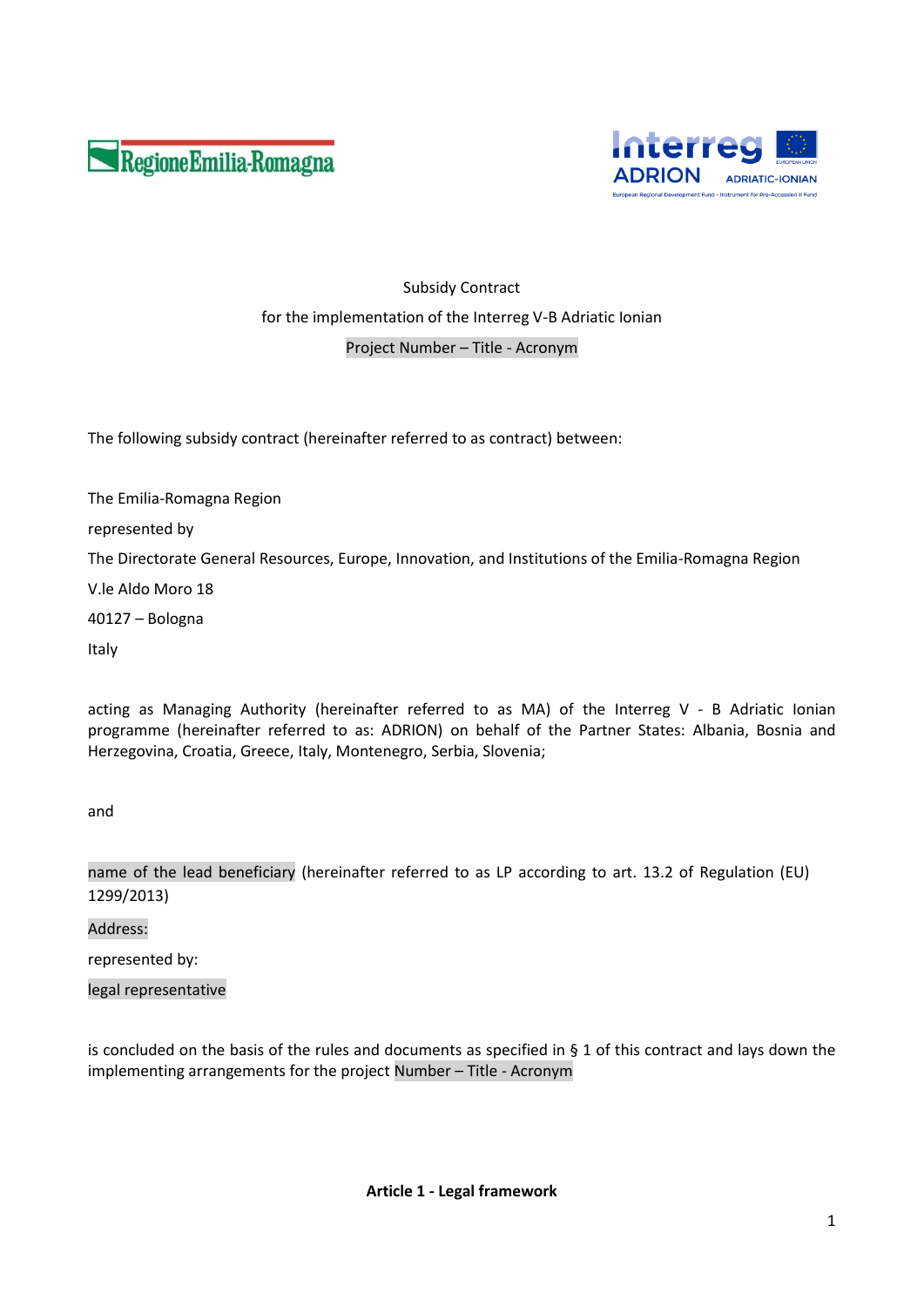Subsidy Contract

for the implementation of the Interreg V-B Adriatic Ionian

Project Number – Title - Acronym

The following subsidy contract (hereinafter referred to as contract) between:

The Emilia-Romagna Region

represented by

The Directorate General Resources, Europe, Innovation, and Institutions of the Emilia-Romagna Region

V.le Aldo Moro 18

40127 – Bologna

Italy

acting as Managing Authority (hereinafter referred to as MA) of the Interreg V - B Adriatic Ionian programme (hereinafter referred to as: ADRION) on behalf of the Partner States: Albania, Bosnia and Herzegovina, Croatia, Greece, Italy, Montenegro, Serbia, Slovenia;

and

name of the lead beneficiary (hereinafter referred to as LP according to art. 13.2 of Regulation (EU) 1299/2013)

Address:

represented by:

legal representative

is concluded on the basis of the rules and documents as specified in § 1 of this contract and lays down the implementing arrangements for the project Number – Title - Acronym

**Article 1 - Legal framework**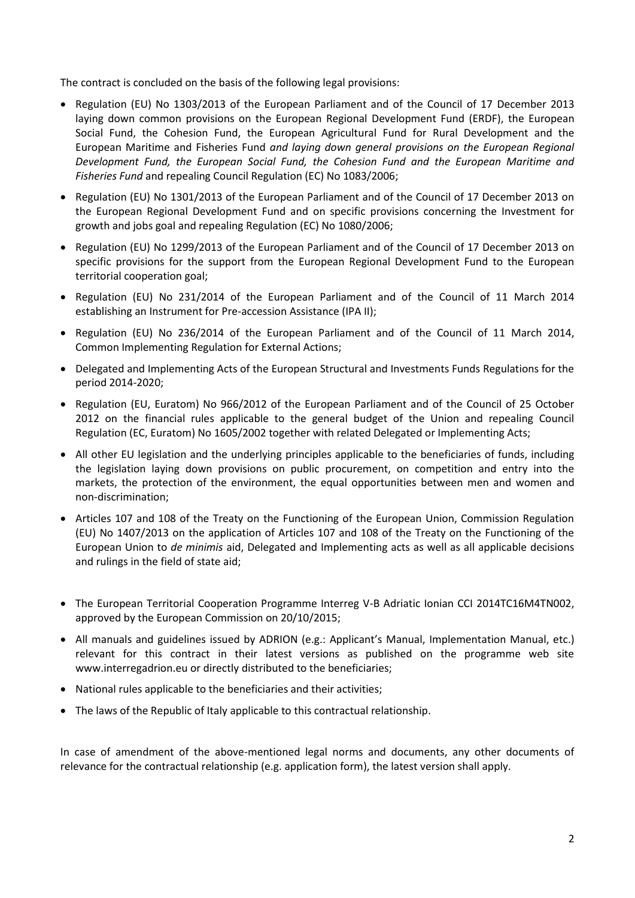The contract is concluded on the basis of the following legal provisions:

- Regulation (EU) No 1303/2013 of the European Parliament and of the Council of 17 December 2013 laying down common provisions on the European Regional Development Fund (ERDF), the European Social Fund, the Cohesion Fund, the European Agricultural Fund for Rural Development and the European Maritime and Fisheries Fund *and laying down general provisions on the European Regional Development Fund, the European Social Fund, the Cohesion Fund and the European Maritime and Fisheries Fund* and repealing Council Regulation (EC) No 1083/2006;
- Regulation (EU) No 1301/2013 of the European Parliament and of the Council of 17 December 2013 on the European Regional Development Fund and on specific provisions concerning the Investment for growth and jobs goal and repealing Regulation (EC) No 1080/2006;
- Regulation (EU) No 1299/2013 of the European Parliament and of the Council of 17 December 2013 on specific provisions for the support from the European Regional Development Fund to the European territorial cooperation goal;
- Regulation (EU) No 231/2014 of the European Parliament and of the Council of 11 March 2014 establishing an Instrument for Pre-accession Assistance (IPA II);
- Regulation (EU) No 236/2014 of the European Parliament and of the Council of 11 March 2014, Common Implementing Regulation for External Actions;
- Delegated and Implementing Acts of the European Structural and Investments Funds Regulations for the period 2014-2020;
- Regulation (EU, Euratom) No 966/2012 of the European Parliament and of the Council of 25 October 2012 on the financial rules applicable to the general budget of the Union and repealing Council Regulation (EC, Euratom) No 1605/2002 together with related Delegated or Implementing Acts;
- All other EU legislation and the underlying principles applicable to the beneficiaries of funds, including the legislation laying down provisions on public procurement, on competition and entry into the markets, the protection of the environment, the equal opportunities between men and women and non-discrimination;
- Articles 107 and 108 of the Treaty on the Functioning of the European Union, Commission Regulation (EU) No 1407/2013 on the application of Articles 107 and 108 of the Treaty on the Functioning of the European Union to *de minimis* aid, Delegated and Implementing acts as well as all applicable decisions and rulings in the field of state aid;
- The European Territorial Cooperation Programme Interreg V-B Adriatic Ionian CCI 2014TC16M4TN002, approved by the European Commission on 20/10/2015;
- All manuals and guidelines issued by ADRION (e.g.: Applicant's Manual, Implementation Manual, etc.) relevant for this contract in their latest versions as published on the programme web site www.interregadrion.eu or directly distributed to the beneficiaries;
- National rules applicable to the beneficiaries and their activities;
- The laws of the Republic of Italy applicable to this contractual relationship.

In case of amendment of the above-mentioned legal norms and documents, any other documents of relevance for the contractual relationship (e.g. application form), the latest version shall apply.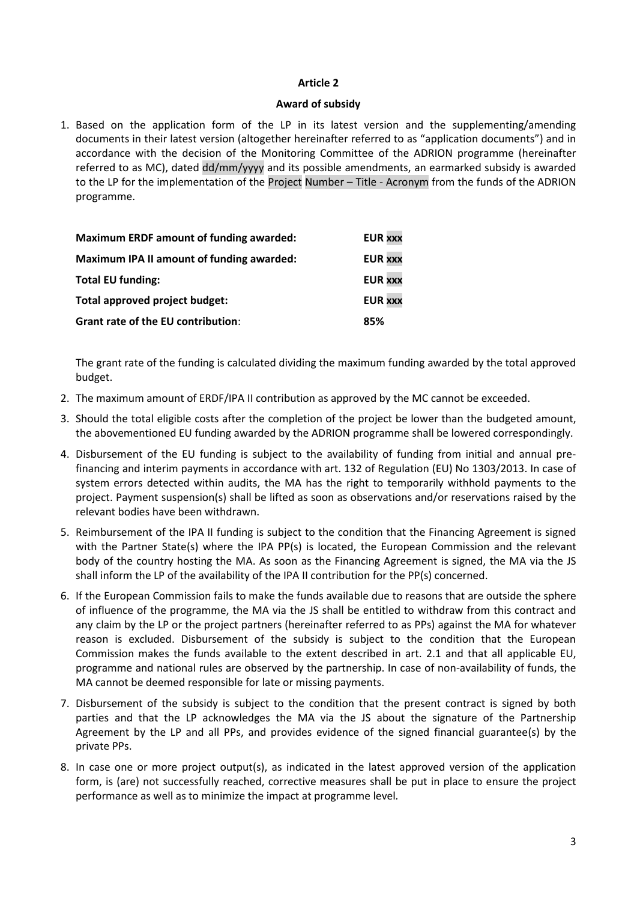**Article 2**

**Award of subsidy**

1. Based on the application form of the LP in its latest version and the supplementing/amending documents in their latest version (altogether hereinafter referred to as "application documents") and in accordance with the decision of the Monitoring Committee of the ADRION programme (hereinafter referred to as MC), dated dd/mm/yyyy and its possible amendments, an earmarked subsidy is awarded to the LP for the implementation of the Project Number – Title - Acronym from the funds of the ADRION programme.

| | |
|---|---|
| **Maximum ERDF amount of funding awarded:** | **EUR xxx** |
| **Maximum IPA II amount of funding awarded:** | **EUR xxx** |
| **Total EU funding:** | **EUR xxx** |
| **Total approved project budget:** | **EUR xxx** |
| **Grant rate of the EU contribution**: | **85%** |

   The grant rate of the funding is calculated dividing the maximum funding awarded by the total approved budget.

2. The maximum amount of ERDF/IPA II contribution as approved by the MC cannot be exceeded.
3. Should the total eligible costs after the completion of the project be lower than the budgeted amount, the abovementioned EU funding awarded by the ADRION programme shall be lowered correspondingly.
4. Disbursement of the EU funding is subject to the availability of funding from initial and annual pre-financing and interim payments in accordance with art. 132 of Regulation (EU) No 1303/2013. In case of system errors detected within audits, the MA has the right to temporarily withhold payments to the project. Payment suspension(s) shall be lifted as soon as observations and/or reservations raised by the relevant bodies have been withdrawn.
5. Reimbursement of the IPA II funding is subject to the condition that the Financing Agreement is signed with the Partner State(s) where the IPA PP(s) is located, the European Commission and the relevant body of the country hosting the MA. As soon as the Financing Agreement is signed, the MA via the JS shall inform the LP of the availability of the IPA II contribution for the PP(s) concerned.
6. If the European Commission fails to make the funds available due to reasons that are outside the sphere of influence of the programme, the MA via the JS shall be entitled to withdraw from this contract and any claim by the LP or the project partners (hereinafter referred to as PPs) against the MA for whatever reason is excluded. Disbursement of the subsidy is subject to the condition that the European Commission makes the funds available to the extent described in art. 2.1 and that all applicable EU, programme and national rules are observed by the partnership. In case of non-availability of funds, the MA cannot be deemed responsible for late or missing payments.
7. Disbursement of the subsidy is subject to the condition that the present contract is signed by both parties and that the LP acknowledges the MA via the JS about the signature of the Partnership Agreement by the LP and all PPs, and provides evidence of the signed financial guarantee(s) by the private PPs.
8. In case one or more project output(s), as indicated in the latest approved version of the application form, is (are) not successfully reached, corrective measures shall be put in place to ensure the project performance as well as to minimize the impact at programme level.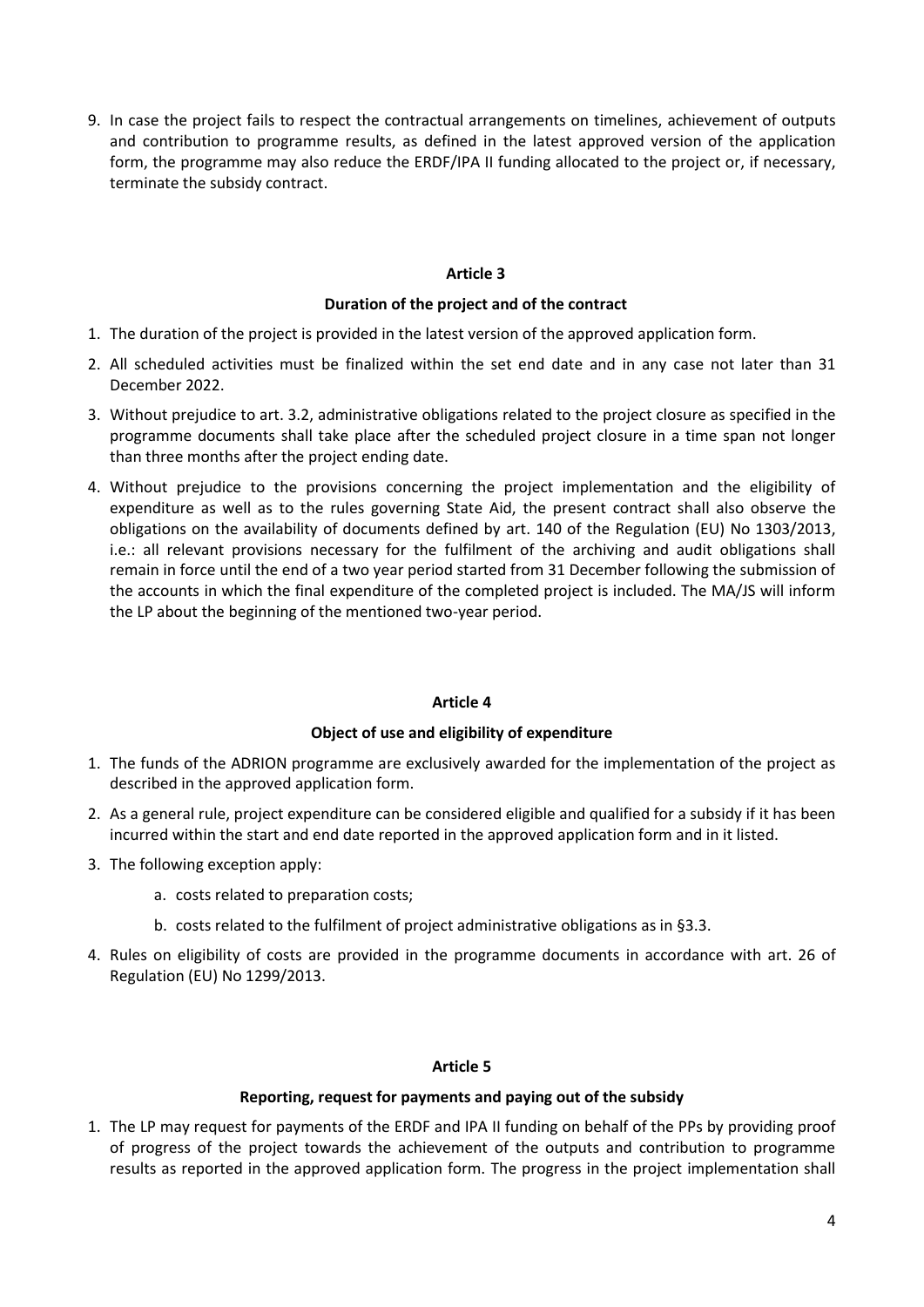9. In case the project fails to respect the contractual arrangements on timelines, achievement of outputs and contribution to programme results, as defined in the latest approved version of the application form, the programme may also reduce the ERDF/IPA II funding allocated to the project or, if necessary, terminate the subsidy contract.

## Article 3

### Duration of the project and of the contract

1. The duration of the project is provided in the latest version of the approved application form.
2. All scheduled activities must be finalized within the set end date and in any case not later than 31 December 2022.
3. Without prejudice to art. 3.2, administrative obligations related to the project closure as specified in the programme documents shall take place after the scheduled project closure in a time span not longer than three months after the project ending date.
4. Without prejudice to the provisions concerning the project implementation and the eligibility of expenditure as well as to the rules governing State Aid, the present contract shall also observe the obligations on the availability of documents defined by art. 140 of the Regulation (EU) No 1303/2013, i.e.: all relevant provisions necessary for the fulfilment of the archiving and audit obligations shall remain in force until the end of a two year period started from 31 December following the submission of the accounts in which the final expenditure of the completed project is included. The MA/JS will inform the LP about the beginning of the mentioned two-year period.

## Article 4

### Object of use and eligibility of expenditure

1. The funds of the ADRION programme are exclusively awarded for the implementation of the project as described in the approved application form.
2. As a general rule, project expenditure can be considered eligible and qualified for a subsidy if it has been incurred within the start and end date reported in the approved application form and in it listed.
3. The following exception apply:
    a. costs related to preparation costs;
    b. costs related to the fulfilment of project administrative obligations as in §3.3.
4. Rules on eligibility of costs are provided in the programme documents in accordance with art. 26 of Regulation (EU) No 1299/2013.

## Article 5

### Reporting, request for payments and paying out of the subsidy

1. The LP may request for payments of the ERDF and IPA II funding on behalf of the PPs by providing proof of progress of the project towards the achievement of the outputs and contribution to programme results as reported in the approved application form. The progress in the project implementation shall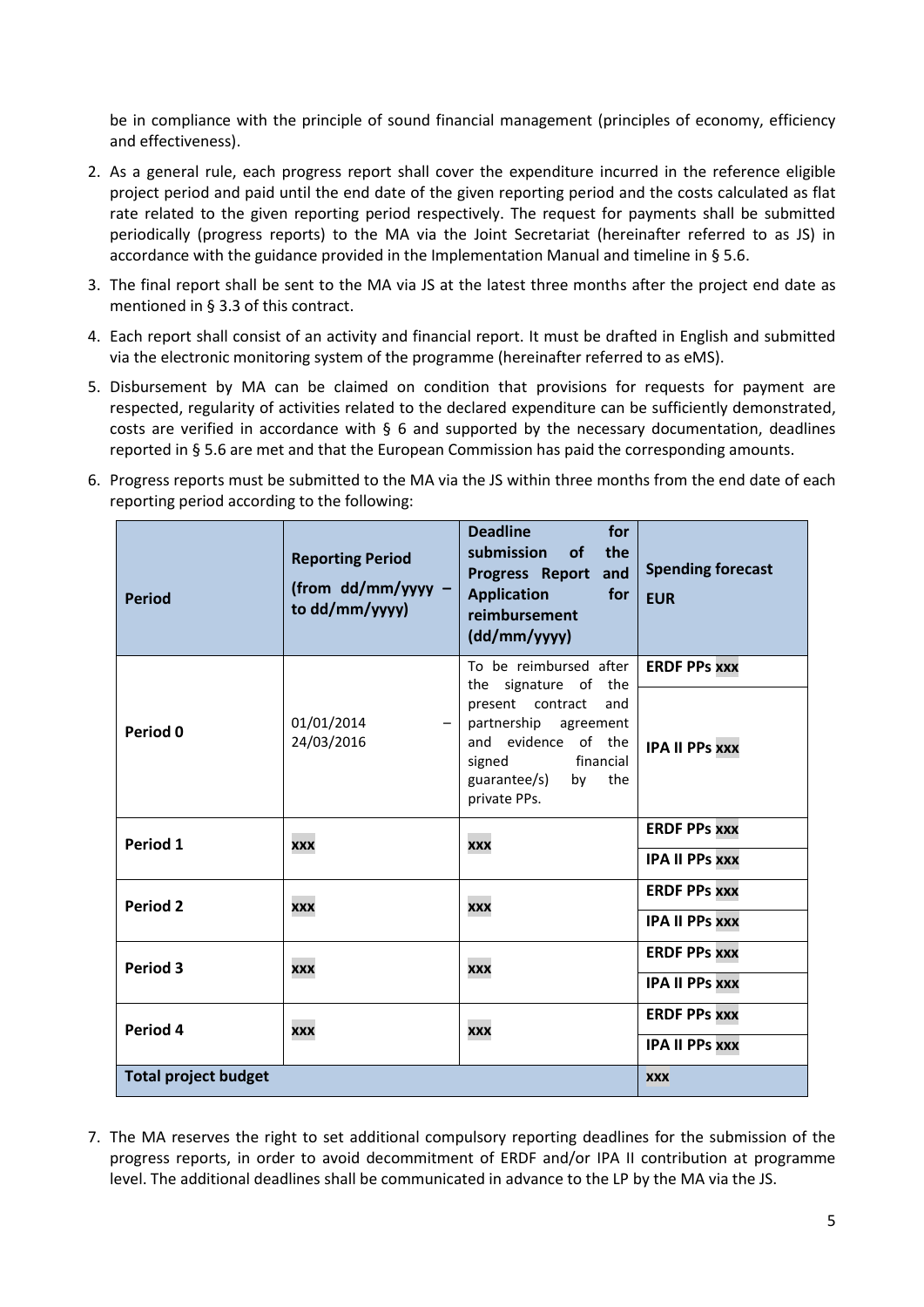be in compliance with the principle of sound financial management (principles of economy, efficiency and effectiveness).

2. As a general rule, each progress report shall cover the expenditure incurred in the reference eligible project period and paid until the end date of the given reporting period and the costs calculated as flat rate related to the given reporting period respectively. The request for payments shall be submitted periodically (progress reports) to the MA via the Joint Secretariat (hereinafter referred to as JS) in accordance with the guidance provided in the Implementation Manual and timeline in § 5.6.
3. The final report shall be sent to the MA via JS at the latest three months after the project end date as mentioned in § 3.3 of this contract.
4. Each report shall consist of an activity and financial report. It must be drafted in English and submitted via the electronic monitoring system of the programme (hereinafter referred to as eMS).
5. Disbursement by MA can be claimed on condition that provisions for requests for payment are respected, regularity of activities related to the declared expenditure can be sufficiently demonstrated, costs are verified in accordance with § 6 and supported by the necessary documentation, deadlines reported in § 5.6 are met and that the European Commission has paid the corresponding amounts.
6. Progress reports must be submitted to the MA via the JS within three months from the end date of each reporting period according to the following:

| **Period** | **Reporting Period (from dd/mm/yyyy – to dd/mm/yyyy)** | **Deadline for submission of the Progress Report and Application for reimbursement (dd/mm/yyyy)** | **Spending forecast EUR** |
|---|---|---|---|
| **Period 0** | 01/01/2014 – 24/03/2016 | To be reimbursed after the signature of the present contract and partnership agreement and evidence of the signed financial guarantee/s) by the private PPs. | **ERDF PPs xxx** |
| | | | **IPA II PPs xxx** |
| **Period 1** | xxx | xxx | **ERDF PPs xxx** |
| | | | **IPA II PPs xxx** |
| **Period 2** | xxx | xxx | **ERDF PPs xxx** |
| | | | **IPA II PPs xxx** |
| **Period 3** | xxx | xxx | **ERDF PPs xxx** |
| | | | **IPA II PPs xxx** |
| **Period 4** | xxx | xxx | **ERDF PPs xxx** |
| | | | **IPA II PPs xxx** |
| **Total project budget** | | | **xxx** |

7. The MA reserves the right to set additional compulsory reporting deadlines for the submission of the progress reports, in order to avoid decommitment of ERDF and/or IPA II contribution at programme level. The additional deadlines shall be communicated in advance to the LP by the MA via the JS.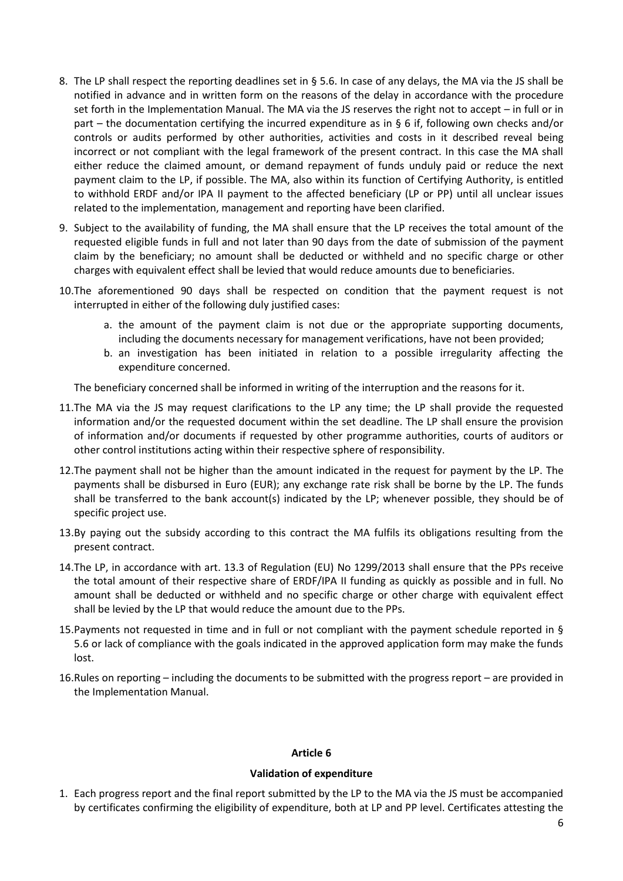8. The LP shall respect the reporting deadlines set in § 5.6. In case of any delays, the MA via the JS shall be notified in advance and in written form on the reasons of the delay in accordance with the procedure set forth in the Implementation Manual. The MA via the JS reserves the right not to accept – in full or in part – the documentation certifying the incurred expenditure as in § 6 if, following own checks and/or controls or audits performed by other authorities, activities and costs in it described reveal being incorrect or not compliant with the legal framework of the present contract. In this case the MA shall either reduce the claimed amount, or demand repayment of funds unduly paid or reduce the next payment claim to the LP, if possible. The MA, also within its function of Certifying Authority, is entitled to withhold ERDF and/or IPA II payment to the affected beneficiary (LP or PP) until all unclear issues related to the implementation, management and reporting have been clarified.
9. Subject to the availability of funding, the MA shall ensure that the LP receives the total amount of the requested eligible funds in full and not later than 90 days from the date of submission of the payment claim by the beneficiary; no amount shall be deducted or withheld and no specific charge or other charges with equivalent effect shall be levied that would reduce amounts due to beneficiaries.
10. The aforementioned 90 days shall be respected on condition that the payment request is not interrupted in either of the following duly justified cases:
    a. the amount of the payment claim is not due or the appropriate supporting documents, including the documents necessary for management verifications, have not been provided;
    b. an investigation has been initiated in relation to a possible irregularity affecting the expenditure concerned.

    The beneficiary concerned shall be informed in writing of the interruption and the reasons for it.
11. The MA via the JS may request clarifications to the LP any time; the LP shall provide the requested information and/or the requested document within the set deadline. The LP shall ensure the provision of information and/or documents if requested by other programme authorities, courts of auditors or other control institutions acting within their respective sphere of responsibility.
12. The payment shall not be higher than the amount indicated in the request for payment by the LP. The payments shall be disbursed in Euro (EUR); any exchange rate risk shall be borne by the LP. The funds shall be transferred to the bank account(s) indicated by the LP; whenever possible, they should be of specific project use.
13. By paying out the subsidy according to this contract the MA fulfils its obligations resulting from the present contract.
14. The LP, in accordance with art. 13.3 of Regulation (EU) No 1299/2013 shall ensure that the PPs receive the total amount of their respective share of ERDF/IPA II funding as quickly as possible and in full. No amount shall be deducted or withheld and no specific charge or other charge with equivalent effect shall be levied by the LP that would reduce the amount due to the PPs.
15. Payments not requested in time and in full or not compliant with the payment schedule reported in § 5.6 or lack of compliance with the goals indicated in the approved application form may make the funds lost.
16. Rules on reporting – including the documents to be submitted with the progress report – are provided in the Implementation Manual.

**Article 6**

**Validation of expenditure**

1. Each progress report and the final report submitted by the LP to the MA via the JS must be accompanied by certificates confirming the eligibility of expenditure, both at LP and PP level. Certificates attesting the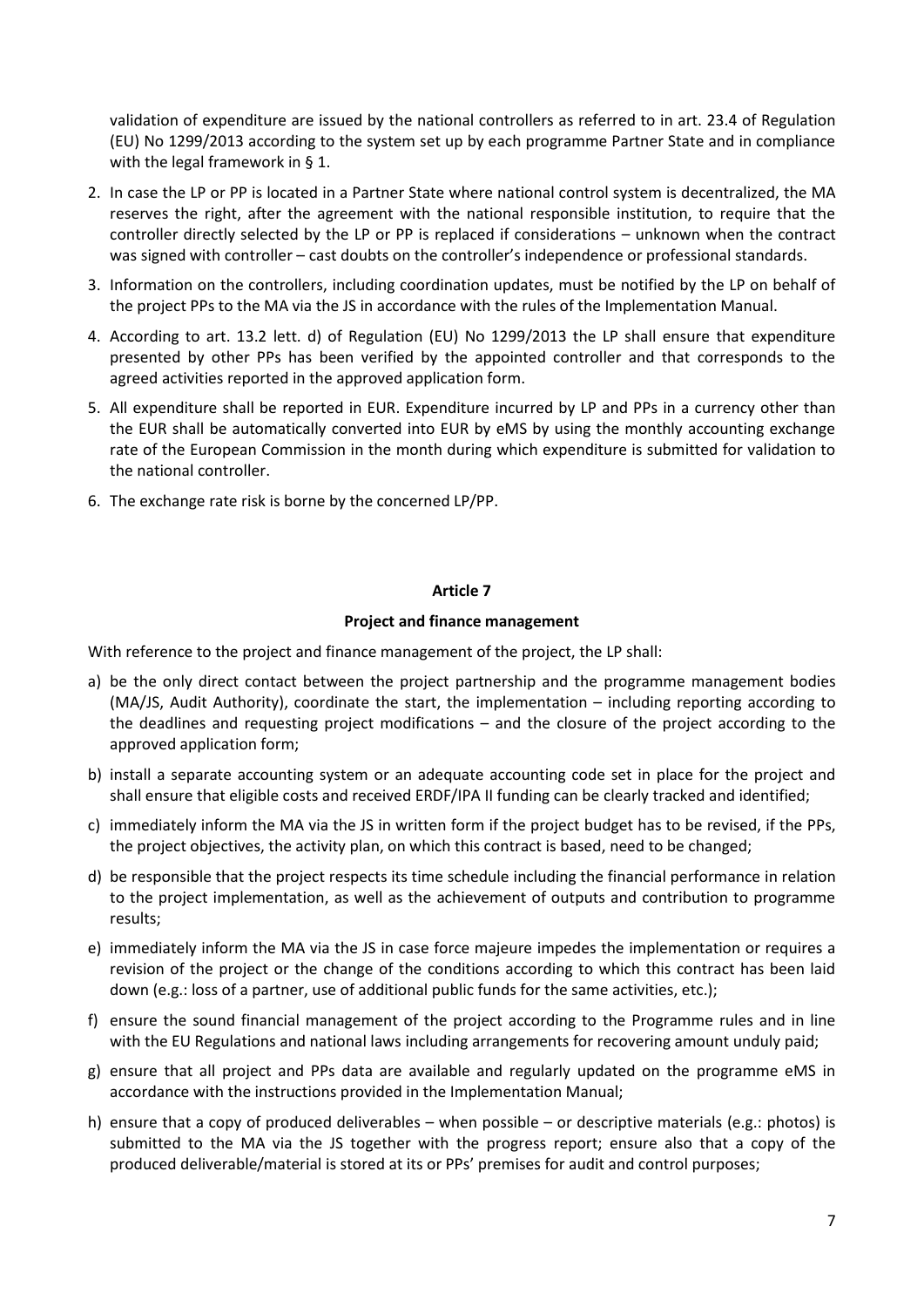validation of expenditure are issued by the national controllers as referred to in art. 23.4 of Regulation (EU) No 1299/2013 according to the system set up by each programme Partner State and in compliance with the legal framework in § 1.

2. In case the LP or PP is located in a Partner State where national control system is decentralized, the MA reserves the right, after the agreement with the national responsible institution, to require that the controller directly selected by the LP or PP is replaced if considerations – unknown when the contract was signed with controller – cast doubts on the controller's independence or professional standards.
3. Information on the controllers, including coordination updates, must be notified by the LP on behalf of the project PPs to the MA via the JS in accordance with the rules of the Implementation Manual.
4. According to art. 13.2 lett. d) of Regulation (EU) No 1299/2013 the LP shall ensure that expenditure presented by other PPs has been verified by the appointed controller and that corresponds to the agreed activities reported in the approved application form.
5. All expenditure shall be reported in EUR. Expenditure incurred by LP and PPs in a currency other than the EUR shall be automatically converted into EUR by eMS by using the monthly accounting exchange rate of the European Commission in the month during which expenditure is submitted for validation to the national controller.
6. The exchange rate risk is borne by the concerned LP/PP.

**Article 7**

**Project and finance management**

With reference to the project and finance management of the project, the LP shall:

a) be the only direct contact between the project partnership and the programme management bodies (MA/JS, Audit Authority), coordinate the start, the implementation – including reporting according to the deadlines and requesting project modifications – and the closure of the project according to the approved application form;

b) install a separate accounting system or an adequate accounting code set in place for the project and shall ensure that eligible costs and received ERDF/IPA II funding can be clearly tracked and identified;

c) immediately inform the MA via the JS in written form if the project budget has to be revised, if the PPs, the project objectives, the activity plan, on which this contract is based, need to be changed;

d) be responsible that the project respects its time schedule including the financial performance in relation to the project implementation, as well as the achievement of outputs and contribution to programme results;

e) immediately inform the MA via the JS in case force majeure impedes the implementation or requires a revision of the project or the change of the conditions according to which this contract has been laid down (e.g.: loss of a partner, use of additional public funds for the same activities, etc.);

f) ensure the sound financial management of the project according to the Programme rules and in line with the EU Regulations and national laws including arrangements for recovering amount unduly paid;

g) ensure that all project and PPs data are available and regularly updated on the programme eMS in accordance with the instructions provided in the Implementation Manual;

h) ensure that a copy of produced deliverables – when possible – or descriptive materials (e.g.: photos) is submitted to the MA via the JS together with the progress report; ensure also that a copy of the produced deliverable/material is stored at its or PPs' premises for audit and control purposes;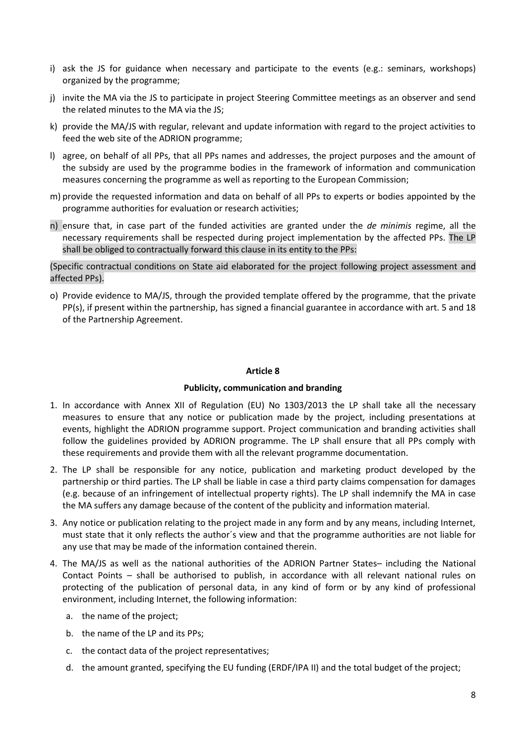i) ask the JS for guidance when necessary and participate to the events (e.g.: seminars, workshops) organized by the programme;

j) invite the MA via the JS to participate in project Steering Committee meetings as an observer and send the related minutes to the MA via the JS;

k) provide the MA/JS with regular, relevant and update information with regard to the project activities to feed the web site of the ADRION programme;

l) agree, on behalf of all PPs, that all PPs names and addresses, the project purposes and the amount of the subsidy are used by the programme bodies in the framework of information and communication measures concerning the programme as well as reporting to the European Commission;

m) provide the requested information and data on behalf of all PPs to experts or bodies appointed by the programme authorities for evaluation or research activities;

n) ensure that, in case part of the funded activities are granted under the *de minimis* regime, all the necessary requirements shall be respected during project implementation by the affected PPs. The LP shall be obliged to contractually forward this clause in its entity to the PPs:

(Specific contractual conditions on State aid elaborated for the project following project assessment and affected PPs).

o) Provide evidence to MA/JS, through the provided template offered by the programme, that the private PP(s), if present within the partnership, has signed a financial guarantee in accordance with art. 5 and 18 of the Partnership Agreement.

**Article 8**

**Publicity, communication and branding**

1. In accordance with Annex XII of Regulation (EU) No 1303/2013 the LP shall take all the necessary measures to ensure that any notice or publication made by the project, including presentations at events, highlight the ADRION programme support. Project communication and branding activities shall follow the guidelines provided by ADRION programme. The LP shall ensure that all PPs comply with these requirements and provide them with all the relevant programme documentation.

2. The LP shall be responsible for any notice, publication and marketing product developed by the partnership or third parties. The LP shall be liable in case a third party claims compensation for damages (e.g. because of an infringement of intellectual property rights). The LP shall indemnify the MA in case the MA suffers any damage because of the content of the publicity and information material.

3. Any notice or publication relating to the project made in any form and by any means, including Internet, must state that it only reflects the author´s view and that the programme authorities are not liable for any use that may be made of the information contained therein.

4. The MA/JS as well as the national authorities of the ADRION Partner States– including the National Contact Points – shall be authorised to publish, in accordance with all relevant national rules on protecting of the publication of personal data, in any kind of form or by any kind of professional environment, including Internet, the following information:

   a. the name of the project;

   b. the name of the LP and its PPs;

   c. the contact data of the project representatives;

   d. the amount granted, specifying the EU funding (ERDF/IPA II) and the total budget of the project;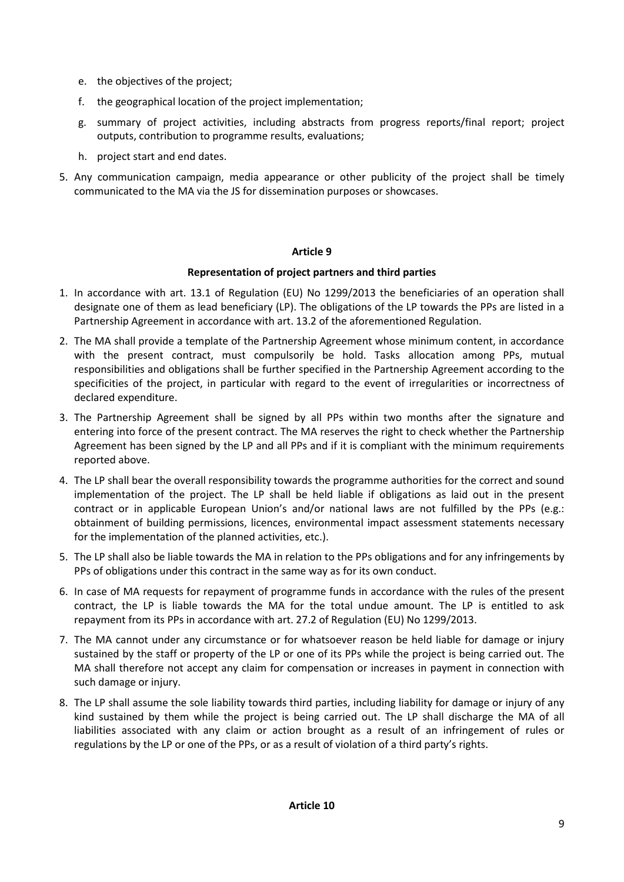e. the objectives of the project;

f. the geographical location of the project implementation;

g. summary of project activities, including abstracts from progress reports/final report; project outputs, contribution to programme results, evaluations;

h. project start and end dates.

5. Any communication campaign, media appearance or other publicity of the project shall be timely communicated to the MA via the JS for dissemination purposes or showcases.

**Article 9**

**Representation of project partners and third parties**

1. In accordance with art. 13.1 of Regulation (EU) No 1299/2013 the beneficiaries of an operation shall designate one of them as lead beneficiary (LP). The obligations of the LP towards the PPs are listed in a Partnership Agreement in accordance with art. 13.2 of the aforementioned Regulation.
2. The MA shall provide a template of the Partnership Agreement whose minimum content, in accordance with the present contract, must compulsorily be hold. Tasks allocation among PPs, mutual responsibilities and obligations shall be further specified in the Partnership Agreement according to the specificities of the project, in particular with regard to the event of irregularities or incorrectness of declared expenditure.
3. The Partnership Agreement shall be signed by all PPs within two months after the signature and entering into force of the present contract. The MA reserves the right to check whether the Partnership Agreement has been signed by the LP and all PPs and if it is compliant with the minimum requirements reported above.
4. The LP shall bear the overall responsibility towards the programme authorities for the correct and sound implementation of the project. The LP shall be held liable if obligations as laid out in the present contract or in applicable European Union's and/or national laws are not fulfilled by the PPs (e.g.: obtainment of building permissions, licences, environmental impact assessment statements necessary for the implementation of the planned activities, etc.).
5. The LP shall also be liable towards the MA in relation to the PPs obligations and for any infringements by PPs of obligations under this contract in the same way as for its own conduct.
6. In case of MA requests for repayment of programme funds in accordance with the rules of the present contract, the LP is liable towards the MA for the total undue amount. The LP is entitled to ask repayment from its PPs in accordance with art. 27.2 of Regulation (EU) No 1299/2013.
7. The MA cannot under any circumstance or for whatsoever reason be held liable for damage or injury sustained by the staff or property of the LP or one of its PPs while the project is being carried out. The MA shall therefore not accept any claim for compensation or increases in payment in connection with such damage or injury.
8. The LP shall assume the sole liability towards third parties, including liability for damage or injury of any kind sustained by them while the project is being carried out. The LP shall discharge the MA of all liabilities associated with any claim or action brought as a result of an infringement of rules or regulations by the LP or one of the PPs, or as a result of violation of a third party's rights.

**Article 10**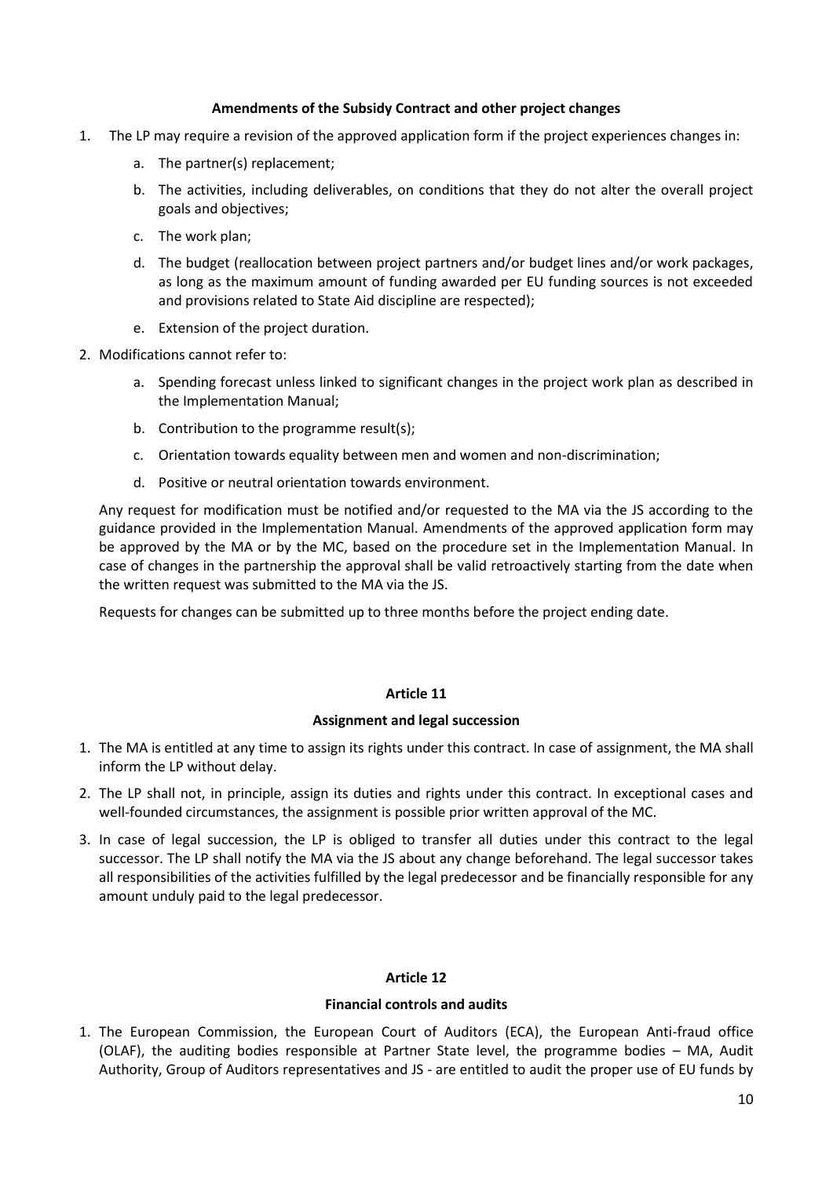**Amendments of the Subsidy Contract and other project changes**

1. The LP may require a revision of the approved application form if the project experiences changes in:
    a. The partner(s) replacement;
    b. The activities, including deliverables, on conditions that they do not alter the overall project goals and objectives;
    c. The work plan;
    d. The budget (reallocation between project partners and/or budget lines and/or work packages, as long as the maximum amount of funding awarded per EU funding sources is not exceeded and provisions related to State Aid discipline are respected);
    e. Extension of the project duration.
2. Modifications cannot refer to:
    a. Spending forecast unless linked to significant changes in the project work plan as described in the Implementation Manual;
    b. Contribution to the programme result(s);
    c. Orientation towards equality between men and women and non-discrimination;
    d. Positive or neutral orientation towards environment.

   Any request for modification must be notified and/or requested to the MA via the JS according to the guidance provided in the Implementation Manual. Amendments of the approved application form may be approved by the MA or by the MC, based on the procedure set in the Implementation Manual. In case of changes in the partnership the approval shall be valid retroactively starting from the date when the written request was submitted to the MA via the JS.

   Requests for changes can be submitted up to three months before the project ending date.

## Article 11

**Assignment and legal succession**

1. The MA is entitled at any time to assign its rights under this contract. In case of assignment, the MA shall inform the LP without delay.
2. The LP shall not, in principle, assign its duties and rights under this contract. In exceptional cases and well-founded circumstances, the assignment is possible prior written approval of the MC.
3. In case of legal succession, the LP is obliged to transfer all duties under this contract to the legal successor. The LP shall notify the MA via the JS about any change beforehand. The legal successor takes all responsibilities of the activities fulfilled by the legal predecessor and be financially responsible for any amount unduly paid to the legal predecessor.

## Article 12

**Financial controls and audits**

1. The European Commission, the European Court of Auditors (ECA), the European Anti-fraud office (OLAF), the auditing bodies responsible at Partner State level, the programme bodies – MA, Audit Authority, Group of Auditors representatives and JS - are entitled to audit the proper use of EU funds by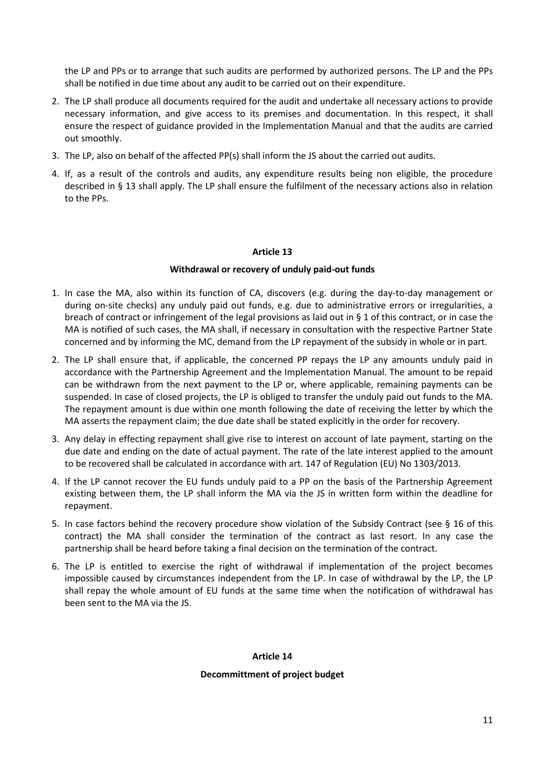the LP and PPs or to arrange that such audits are performed by authorized persons. The LP and the PPs shall be notified in due time about any audit to be carried out on their expenditure.

2. The LP shall produce all documents required for the audit and undertake all necessary actions to provide necessary information, and give access to its premises and documentation. In this respect, it shall ensure the respect of guidance provided in the Implementation Manual and that the audits are carried out smoothly.
3. The LP, also on behalf of the affected PP(s) shall inform the JS about the carried out audits.
4. If, as a result of the controls and audits, any expenditure results being non eligible, the procedure described in § 13 shall apply. The LP shall ensure the fulfilment of the necessary actions also in relation to the PPs.

## Article 13

### Withdrawal or recovery of unduly paid-out funds

1. In case the MA, also within its function of CA, discovers (e.g. during the day-to-day management or during on-site checks) any unduly paid out funds, e.g. due to administrative errors or irregularities, a breach of contract or infringement of the legal provisions as laid out in § 1 of this contract, or in case the MA is notified of such cases, the MA shall, if necessary in consultation with the respective Partner State concerned and by informing the MC, demand from the LP repayment of the subsidy in whole or in part.
2. The LP shall ensure that, if applicable, the concerned PP repays the LP any amounts unduly paid in accordance with the Partnership Agreement and the Implementation Manual. The amount to be repaid can be withdrawn from the next payment to the LP or, where applicable, remaining payments can be suspended. In case of closed projects, the LP is obliged to transfer the unduly paid out funds to the MA. The repayment amount is due within one month following the date of receiving the letter by which the MA asserts the repayment claim; the due date shall be stated explicitly in the order for recovery.
3. Any delay in effecting repayment shall give rise to interest on account of late payment, starting on the due date and ending on the date of actual payment. The rate of the late interest applied to the amount to be recovered shall be calculated in accordance with art. 147 of Regulation (EU) No 1303/2013.
4. If the LP cannot recover the EU funds unduly paid to a PP on the basis of the Partnership Agreement existing between them, the LP shall inform the MA via the JS in written form within the deadline for repayment.
5. In case factors behind the recovery procedure show violation of the Subsidy Contract (see § 16 of this contract) the MA shall consider the termination of the contract as last resort. In any case the partnership shall be heard before taking a final decision on the termination of the contract.
6. The LP is entitled to exercise the right of withdrawal if implementation of the project becomes impossible caused by circumstances independent from the LP. In case of withdrawal by the LP, the LP shall repay the whole amount of EU funds at the same time when the notification of withdrawal has been sent to the MA via the JS.

## Article 14

### Decommittment of project budget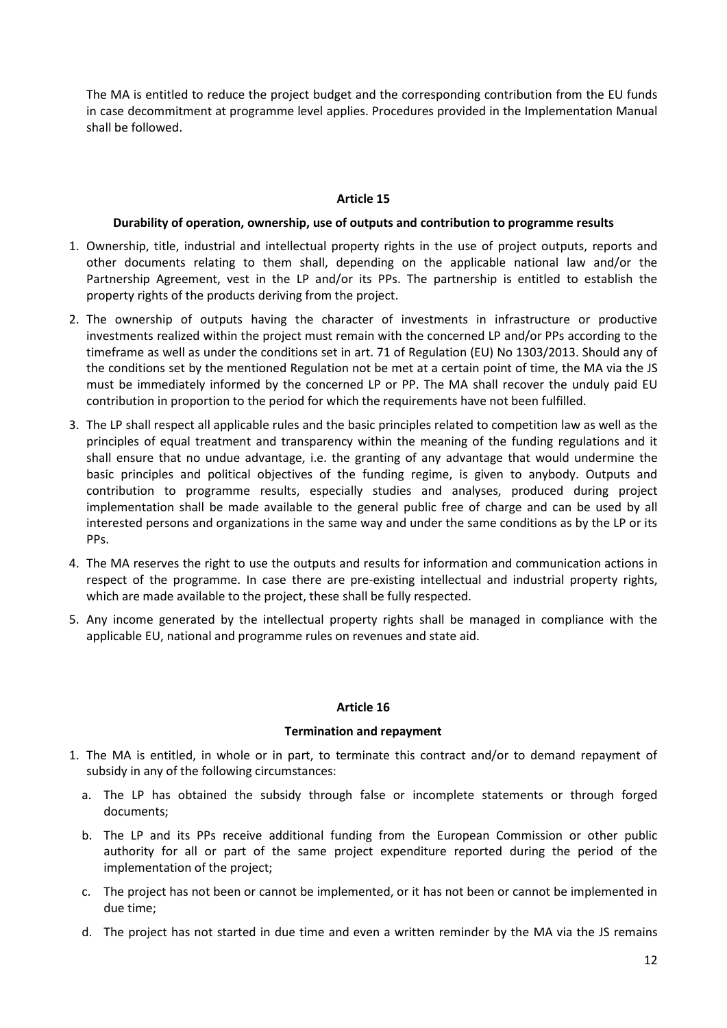The MA is entitled to reduce the project budget and the corresponding contribution from the EU funds in case decommitment at programme level applies. Procedures provided in the Implementation Manual shall be followed.

## Article 15

### Durability of operation, ownership, use of outputs and contribution to programme results

1. Ownership, title, industrial and intellectual property rights in the use of project outputs, reports and other documents relating to them shall, depending on the applicable national law and/or the Partnership Agreement, vest in the LP and/or its PPs. The partnership is entitled to establish the property rights of the products deriving from the project.
2. The ownership of outputs having the character of investments in infrastructure or productive investments realized within the project must remain with the concerned LP and/or PPs according to the timeframe as well as under the conditions set in art. 71 of Regulation (EU) No 1303/2013. Should any of the conditions set by the mentioned Regulation not be met at a certain point of time, the MA via the JS must be immediately informed by the concerned LP or PP. The MA shall recover the unduly paid EU contribution in proportion to the period for which the requirements have not been fulfilled.
3. The LP shall respect all applicable rules and the basic principles related to competition law as well as the principles of equal treatment and transparency within the meaning of the funding regulations and it shall ensure that no undue advantage, i.e. the granting of any advantage that would undermine the basic principles and political objectives of the funding regime, is given to anybody. Outputs and contribution to programme results, especially studies and analyses, produced during project implementation shall be made available to the general public free of charge and can be used by all interested persons and organizations in the same way and under the same conditions as by the LP or its PPs.
4. The MA reserves the right to use the outputs and results for information and communication actions in respect of the programme. In case there are pre-existing intellectual and industrial property rights, which are made available to the project, these shall be fully respected.
5. Any income generated by the intellectual property rights shall be managed in compliance with the applicable EU, national and programme rules on revenues and state aid.

## Article 16

### Termination and repayment

1. The MA is entitled, in whole or in part, to terminate this contract and/or to demand repayment of subsidy in any of the following circumstances:
   a. The LP has obtained the subsidy through false or incomplete statements or through forged documents;
   b. The LP and its PPs receive additional funding from the European Commission or other public authority for all or part of the same project expenditure reported during the period of the implementation of the project;
   c. The project has not been or cannot be implemented, or it has not been or cannot be implemented in due time;
   d. The project has not started in due time and even a written reminder by the MA via the JS remains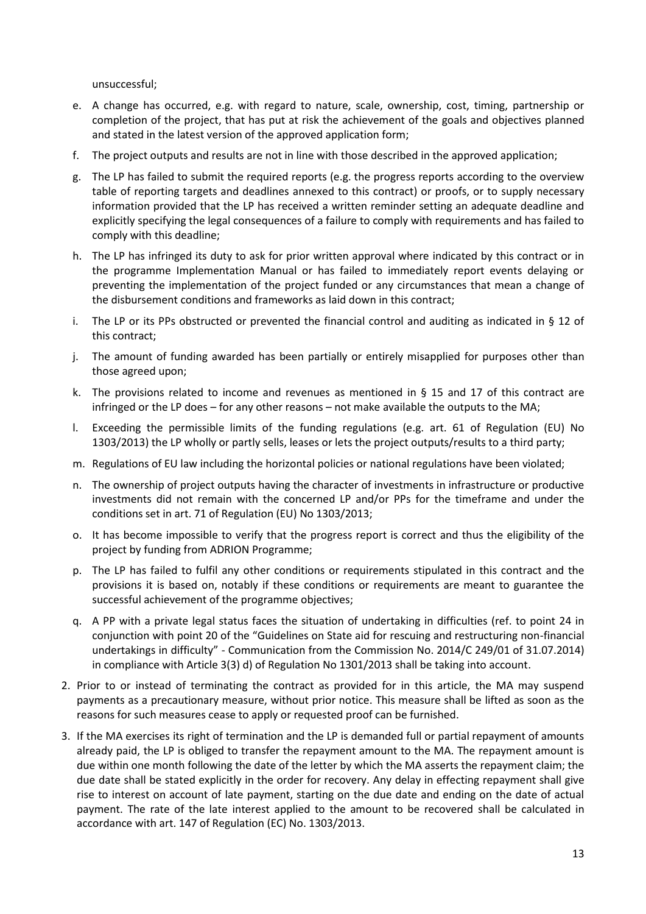unsuccessful;

e. A change has occurred, e.g. with regard to nature, scale, ownership, cost, timing, partnership or completion of the project, that has put at risk the achievement of the goals and objectives planned and stated in the latest version of the approved application form;

f. The project outputs and results are not in line with those described in the approved application;

g. The LP has failed to submit the required reports (e.g. the progress reports according to the overview table of reporting targets and deadlines annexed to this contract) or proofs, or to supply necessary information provided that the LP has received a written reminder setting an adequate deadline and explicitly specifying the legal consequences of a failure to comply with requirements and has failed to comply with this deadline;

h. The LP has infringed its duty to ask for prior written approval where indicated by this contract or in the programme Implementation Manual or has failed to immediately report events delaying or preventing the implementation of the project funded or any circumstances that mean a change of the disbursement conditions and frameworks as laid down in this contract;

i. The LP or its PPs obstructed or prevented the financial control and auditing as indicated in § 12 of this contract;

j. The amount of funding awarded has been partially or entirely misapplied for purposes other than those agreed upon;

k. The provisions related to income and revenues as mentioned in § 15 and 17 of this contract are infringed or the LP does – for any other reasons – not make available the outputs to the MA;

l. Exceeding the permissible limits of the funding regulations (e.g. art. 61 of Regulation (EU) No 1303/2013) the LP wholly or partly sells, leases or lets the project outputs/results to a third party;

m. Regulations of EU law including the horizontal policies or national regulations have been violated;

n. The ownership of project outputs having the character of investments in infrastructure or productive investments did not remain with the concerned LP and/or PPs for the timeframe and under the conditions set in art. 71 of Regulation (EU) No 1303/2013;

o. It has become impossible to verify that the progress report is correct and thus the eligibility of the project by funding from ADRION Programme;

p. The LP has failed to fulfil any other conditions or requirements stipulated in this contract and the provisions it is based on, notably if these conditions or requirements are meant to guarantee the successful achievement of the programme objectives;

q. A PP with a private legal status faces the situation of undertaking in difficulties (ref. to point 24 in conjunction with point 20 of the "Guidelines on State aid for rescuing and restructuring non-financial undertakings in difficulty" - Communication from the Commission No. 2014/C 249/01 of 31.07.2014) in compliance with Article 3(3) d) of Regulation No 1301/2013 shall be taking into account.

2. Prior to or instead of terminating the contract as provided for in this article, the MA may suspend payments as a precautionary measure, without prior notice. This measure shall be lifted as soon as the reasons for such measures cease to apply or requested proof can be furnished.

3. If the MA exercises its right of termination and the LP is demanded full or partial repayment of amounts already paid, the LP is obliged to transfer the repayment amount to the MA. The repayment amount is due within one month following the date of the letter by which the MA asserts the repayment claim; the due date shall be stated explicitly in the order for recovery. Any delay in effecting repayment shall give rise to interest on account of late payment, starting on the due date and ending on the date of actual payment. The rate of the late interest applied to the amount to be recovered shall be calculated in accordance with art. 147 of Regulation (EC) No. 1303/2013.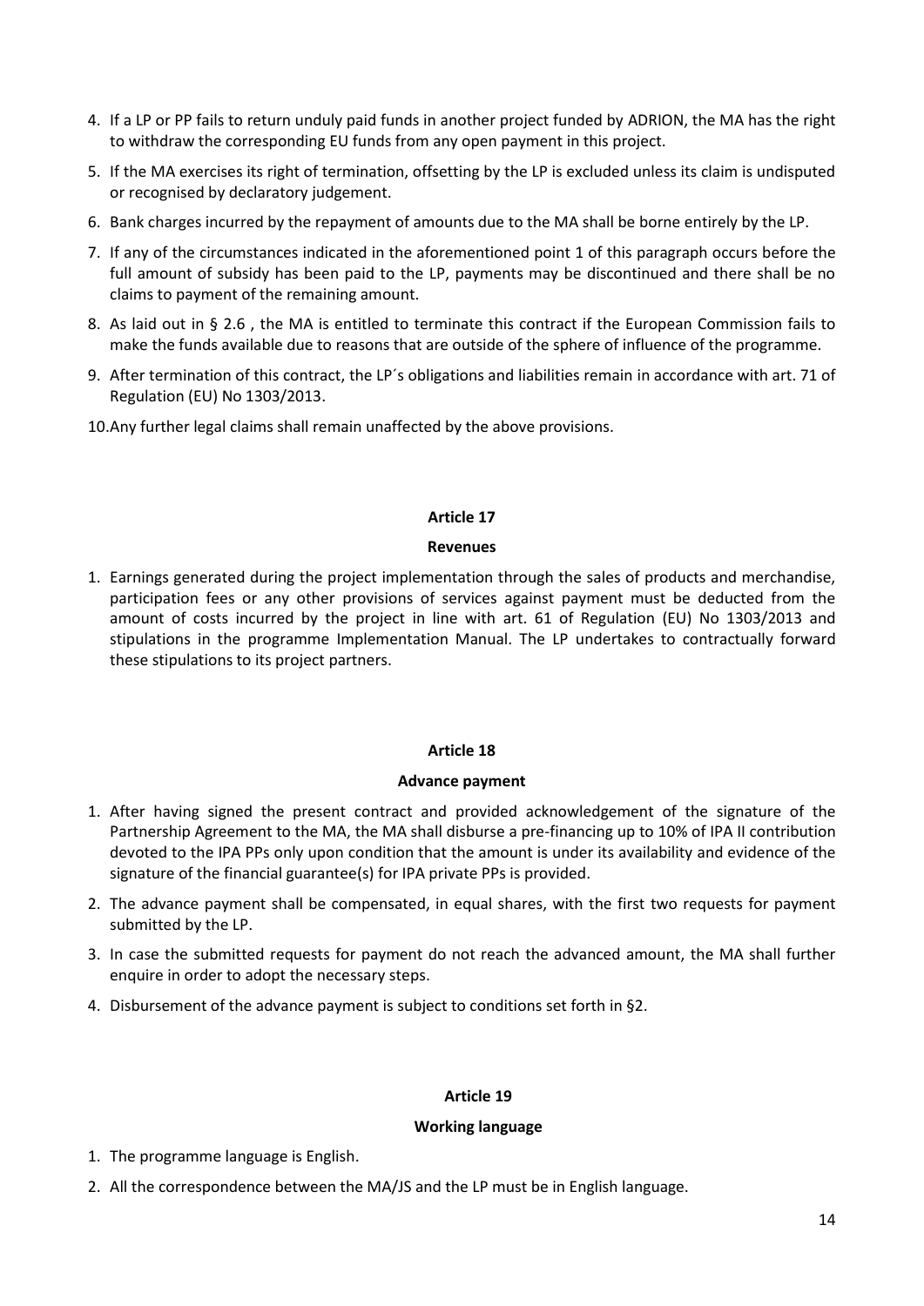4. If a LP or PP fails to return unduly paid funds in another project funded by ADRION, the MA has the right to withdraw the corresponding EU funds from any open payment in this project.
5. If the MA exercises its right of termination, offsetting by the LP is excluded unless its claim is undisputed or recognised by declaratory judgement.
6. Bank charges incurred by the repayment of amounts due to the MA shall be borne entirely by the LP.
7. If any of the circumstances indicated in the aforementioned point 1 of this paragraph occurs before the full amount of subsidy has been paid to the LP, payments may be discontinued and there shall be no claims to payment of the remaining amount.
8. As laid out in § 2.6 , the MA is entitled to terminate this contract if the European Commission fails to make the funds available due to reasons that are outside of the sphere of influence of the programme.
9. After termination of this contract, the LP´s obligations and liabilities remain in accordance with art. 71 of Regulation (EU) No 1303/2013.
10. Any further legal claims shall remain unaffected by the above provisions.

**Article 17**

**Revenues**

1. Earnings generated during the project implementation through the sales of products and merchandise, participation fees or any other provisions of services against payment must be deducted from the amount of costs incurred by the project in line with art. 61 of Regulation (EU) No 1303/2013 and stipulations in the programme Implementation Manual. The LP undertakes to contractually forward these stipulations to its project partners.

**Article 18**

**Advance payment**

1. After having signed the present contract and provided acknowledgement of the signature of the Partnership Agreement to the MA, the MA shall disburse a pre-financing up to 10% of IPA II contribution devoted to the IPA PPs only upon condition that the amount is under its availability and evidence of the signature of the financial guarantee(s) for IPA private PPs is provided.
2. The advance payment shall be compensated, in equal shares, with the first two requests for payment submitted by the LP.
3. In case the submitted requests for payment do not reach the advanced amount, the MA shall further enquire in order to adopt the necessary steps.
4. Disbursement of the advance payment is subject to conditions set forth in §2.

**Article 19**

**Working language**

1. The programme language is English.
2. All the correspondence between the MA/JS and the LP must be in English language.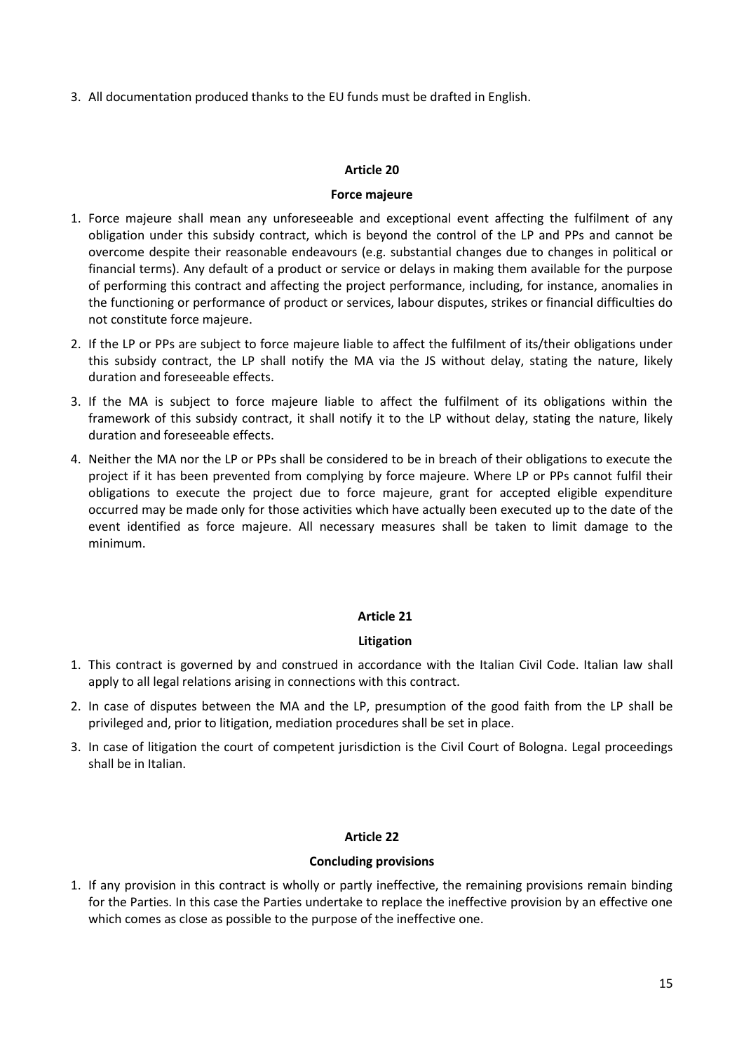3. All documentation produced thanks to the EU funds must be drafted in English.

## Article 20

## Force majeure

1. Force majeure shall mean any unforeseeable and exceptional event affecting the fulfilment of any obligation under this subsidy contract, which is beyond the control of the LP and PPs and cannot be overcome despite their reasonable endeavours (e.g. substantial changes due to changes in political or financial terms). Any default of a product or service or delays in making them available for the purpose of performing this contract and affecting the project performance, including, for instance, anomalies in the functioning or performance of product or services, labour disputes, strikes or financial difficulties do not constitute force majeure.
2. If the LP or PPs are subject to force majeure liable to affect the fulfilment of its/their obligations under this subsidy contract, the LP shall notify the MA via the JS without delay, stating the nature, likely duration and foreseeable effects.
3. If the MA is subject to force majeure liable to affect the fulfilment of its obligations within the framework of this subsidy contract, it shall notify it to the LP without delay, stating the nature, likely duration and foreseeable effects.
4. Neither the MA nor the LP or PPs shall be considered to be in breach of their obligations to execute the project if it has been prevented from complying by force majeure. Where LP or PPs cannot fulfil their obligations to execute the project due to force majeure, grant for accepted eligible expenditure occurred may be made only for those activities which have actually been executed up to the date of the event identified as force majeure. All necessary measures shall be taken to limit damage to the minimum.

## Article 21

## Litigation

1. This contract is governed by and construed in accordance with the Italian Civil Code. Italian law shall apply to all legal relations arising in connections with this contract.
2. In case of disputes between the MA and the LP, presumption of the good faith from the LP shall be privileged and, prior to litigation, mediation procedures shall be set in place.
3. In case of litigation the court of competent jurisdiction is the Civil Court of Bologna. Legal proceedings shall be in Italian.

## Article 22

## Concluding provisions

1. If any provision in this contract is wholly or partly ineffective, the remaining provisions remain binding for the Parties. In this case the Parties undertake to replace the ineffective provision by an effective one which comes as close as possible to the purpose of the ineffective one.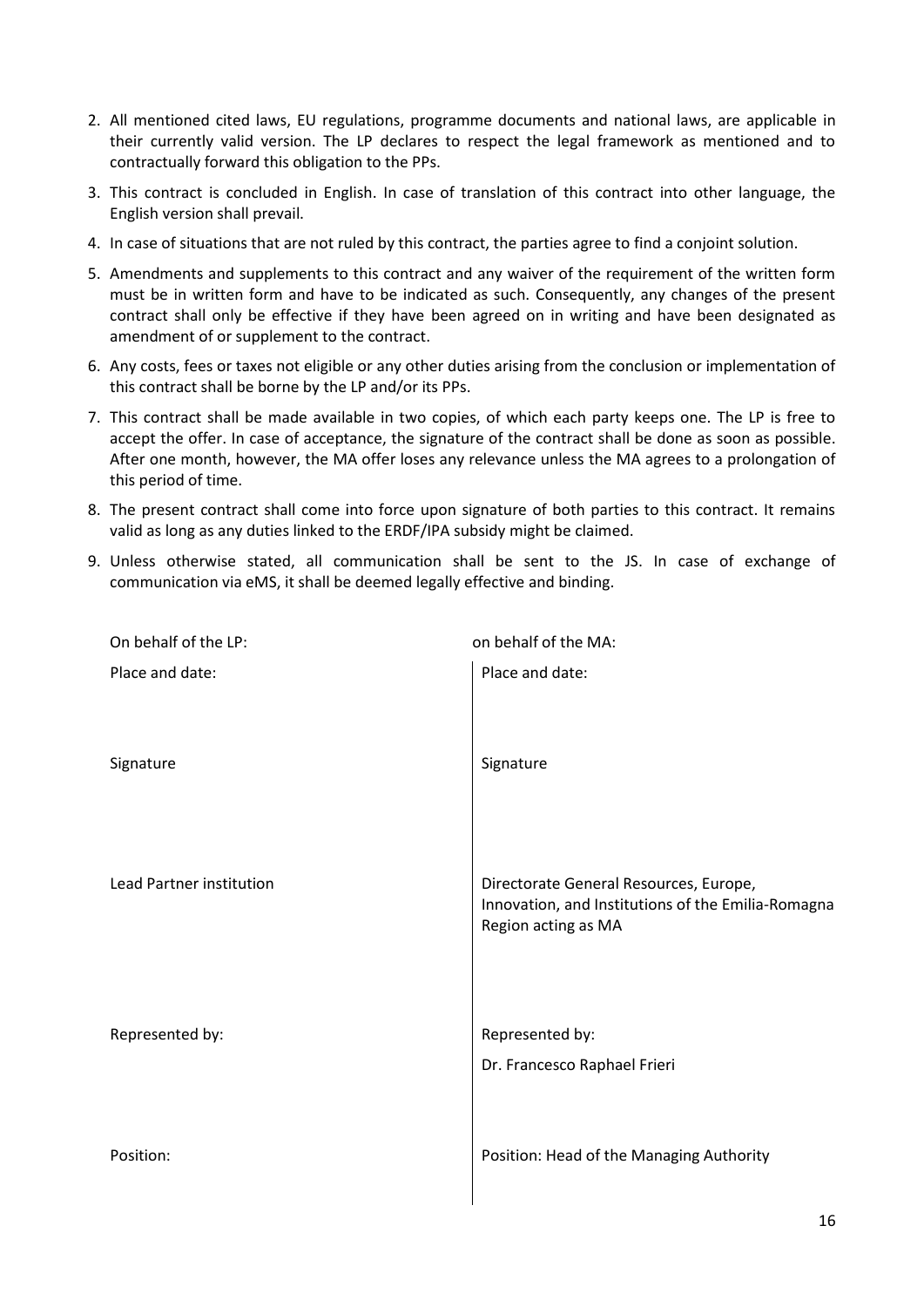2. All mentioned cited laws, EU regulations, programme documents and national laws, are applicable in their currently valid version. The LP declares to respect the legal framework as mentioned and to contractually forward this obligation to the PPs.
3. This contract is concluded in English. In case of translation of this contract into other language, the English version shall prevail.
4. In case of situations that are not ruled by this contract, the parties agree to find a conjoint solution.
5. Amendments and supplements to this contract and any waiver of the requirement of the written form must be in written form and have to be indicated as such. Consequently, any changes of the present contract shall only be effective if they have been agreed on in writing and have been designated as amendment of or supplement to the contract.
6. Any costs, fees or taxes not eligible or any other duties arising from the conclusion or implementation of this contract shall be borne by the LP and/or its PPs.
7. This contract shall be made available in two copies, of which each party keeps one. The LP is free to accept the offer. In case of acceptance, the signature of the contract shall be done as soon as possible. After one month, however, the MA offer loses any relevance unless the MA agrees to a prolongation of this period of time.
8. The present contract shall come into force upon signature of both parties to this contract. It remains valid as long as any duties linked to the ERDF/IPA subsidy might be claimed.
9. Unless otherwise stated, all communication shall be sent to the JS. In case of exchange of communication via eMS, it shall be deemed legally effective and binding.

| On behalf of the LP: | on behalf of the MA: |
|---|---|
| Place and date: | Place and date: |
| Signature | Signature |
| Lead Partner institution | Directorate General Resources, Europe, Innovation, and Institutions of the Emilia-Romagna Region acting as MA |
| Represented by: | Represented by: Dr. Francesco Raphael Frieri |
| Position: | Position: Head of the Managing Authority |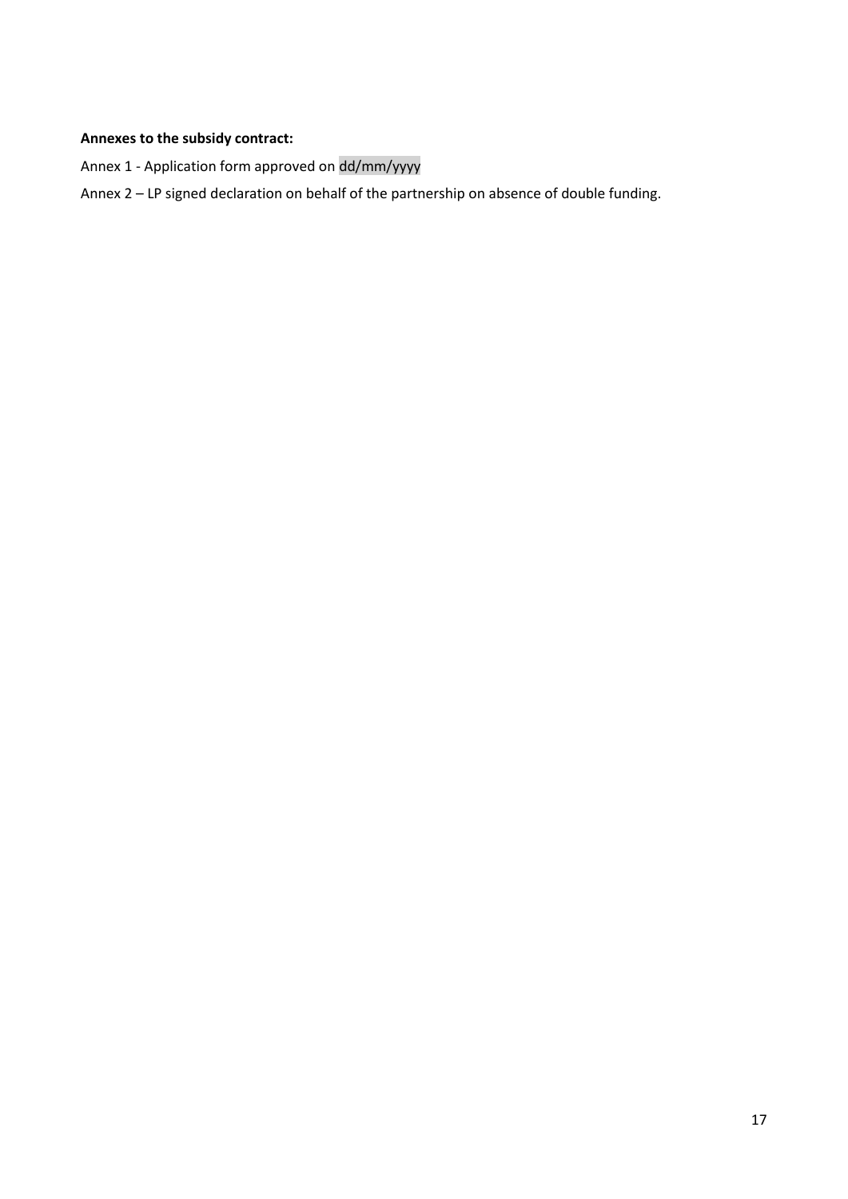**Annexes to the subsidy contract:**

Annex 1 - Application form approved on dd/mm/yyyy

Annex 2 – LP signed declaration on behalf of the partnership on absence of double funding.